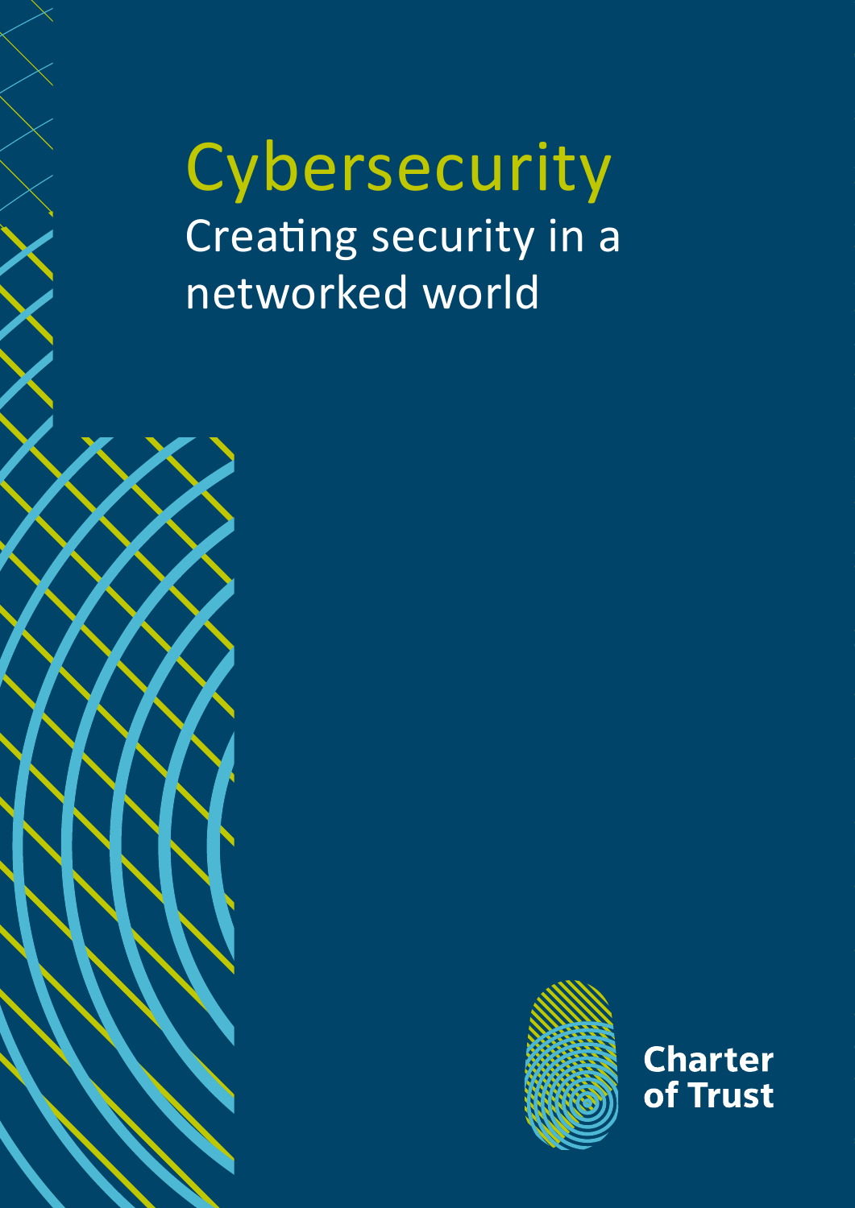# Cybersecurity

## Creating security in a networked world

Charter of Trust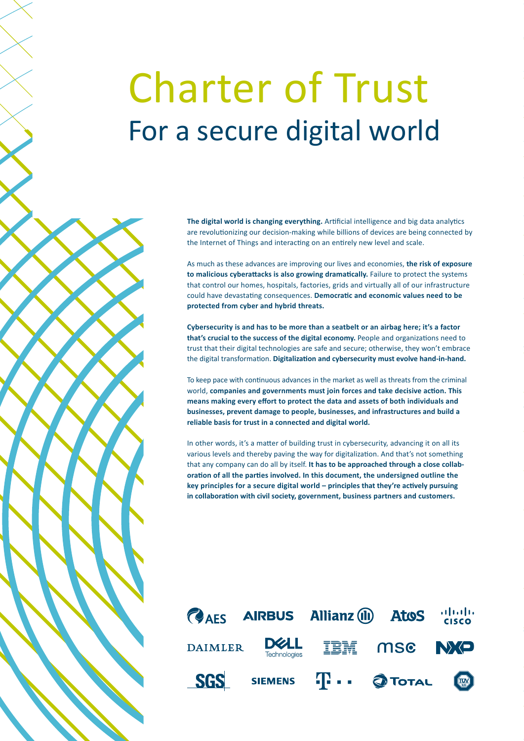# Charter of Trust

## For a secure digital world

**The digital world is changing everything.** Artificial intelligence and big data analytics are revolutionizing our decision-making while billions of devices are being connected by the Internet of Things and interacting on an entirely new level and scale.

As much as these advances are improving our lives and economies, **the risk of exposure to malicious cyberattacks is also growing dramatically.** Failure to protect the systems that control our homes, hospitals, factories, grids and virtually all of our infrastructure could have devastating consequences. **Democratic and economic values need to be protected from cyber and hybrid threats.**

**Cybersecurity is and has to be more than a seatbelt or an airbag here; it's a factor that's crucial to the success of the digital economy.** People and organizations need to trust that their digital technologies are safe and secure; otherwise, they won't embrace the digital transformation. **Digitalization and cybersecurity must evolve hand-in-hand.**

To keep pace with continuous advances in the market as well as threats from the criminal world, **companies and governments must join forces and take decisive action. This means making every effort to protect the data and assets of both individuals and businesses, prevent damage to people, businesses, and infrastructures and build a reliable basis for trust in a connected and digital world.**

In other words, it's a matter of building trust in cybersecurity, advancing it on all its various levels and thereby paving the way for digitalization. And that's not something that any company can do all by itself. **It has to be approached through a close collaboration of all the parties involved. In this document, the undersigned outline the key principles for a secure digital world – principles that they're actively pursuing in collaboration with civil society, government, business partners and customers.**

AES · AIRBUS · Allianz · Atos · Cisco · DAIMLER · Dell Technologies · IBM · MSC · NXP · SGS · SIEMENS · T · TOTAL · TÜV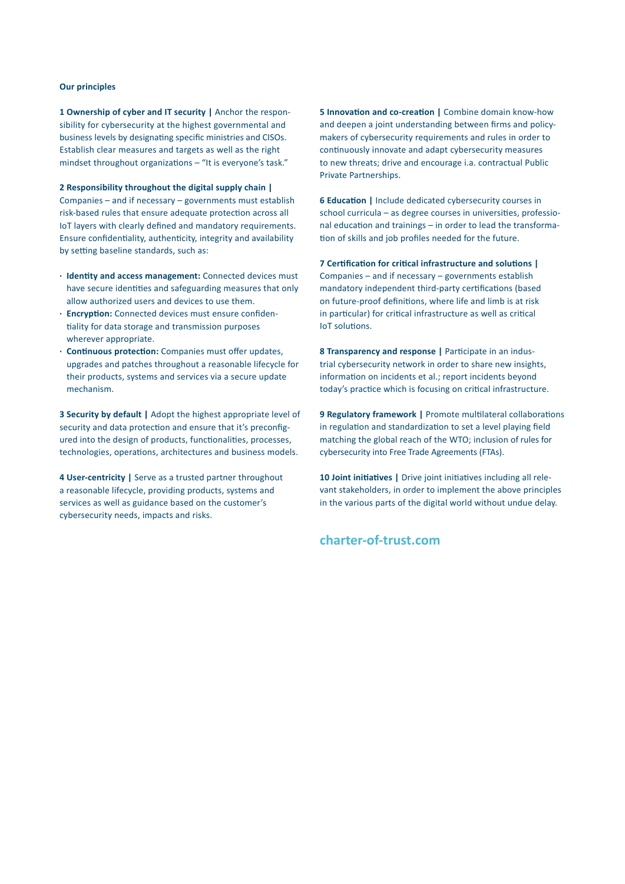**Our principles**

**1 Ownership of cyber and IT security |** Anchor the responsibility for cybersecurity at the highest governmental and business levels by designating specific ministries and CISOs. Establish clear measures and targets as well as the right mindset throughout organizations – "It is everyone's task."

**2 Responsibility throughout the digital supply chain |** Companies – and if necessary – governments must establish risk-based rules that ensure adequate protection across all IoT layers with clearly defined and mandatory requirements. Ensure confidentiality, authenticity, integrity and availability by setting baseline standards, such as:

- **Identity and access management:** Connected devices must have secure identities and safeguarding measures that only allow authorized users and devices to use them.
- **Encryption:** Connected devices must ensure confidentiality for data storage and transmission purposes wherever appropriate.
- **Continuous protection:** Companies must offer updates, upgrades and patches throughout a reasonable lifecycle for their products, systems and services via a secure update mechanism.

**3 Security by default |** Adopt the highest appropriate level of security and data protection and ensure that it's preconfigured into the design of products, functionalities, processes, technologies, operations, architectures and business models.

**4 User-centricity |** Serve as a trusted partner throughout a reasonable lifecycle, providing products, systems and services as well as guidance based on the customer's cybersecurity needs, impacts and risks.

**5 Innovation and co-creation |** Combine domain know-how and deepen a joint understanding between firms and policymakers of cybersecurity requirements and rules in order to continuously innovate and adapt cybersecurity measures to new threats; drive and encourage i.a. contractual Public Private Partnerships.

**6 Education |** Include dedicated cybersecurity courses in school curricula – as degree courses in universities, professional education and trainings – in order to lead the transformation of skills and job profiles needed for the future.

**7 Certification for critical infrastructure and solutions |** Companies – and if necessary – governments establish mandatory independent third-party certifications (based on future-proof definitions, where life and limb is at risk in particular) for critical infrastructure as well as critical IoT solutions.

**8 Transparency and response |** Participate in an industrial cybersecurity network in order to share new insights, information on incidents et al.; report incidents beyond today's practice which is focusing on critical infrastructure.

**9 Regulatory framework |** Promote multilateral collaborations in regulation and standardization to set a level playing field matching the global reach of the WTO; inclusion of rules for cybersecurity into Free Trade Agreements (FTAs).

**10 Joint initiatives |** Drive joint initiatives including all relevant stakeholders, in order to implement the above principles in the various parts of the digital world without undue delay.

**charter-of-trust.com**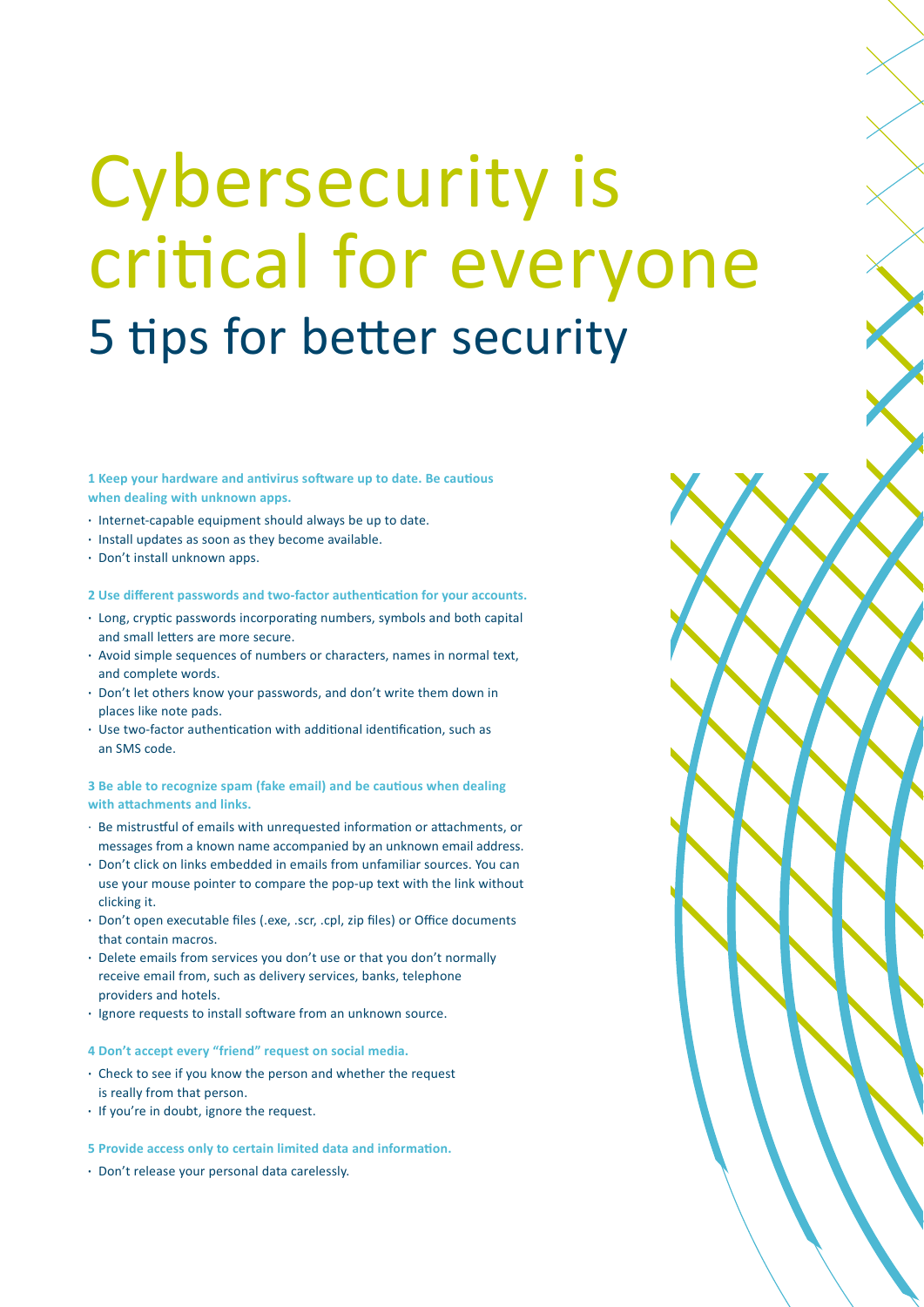# Cybersecurity is critical for everyone

## 5 tips for better security

**1 Keep your hardware and antivirus software up to date. Be cautious when dealing with unknown apps.**

- Internet-capable equipment should always be up to date.
- Install updates as soon as they become available.
- Don't install unknown apps.

**2 Use different passwords and two-factor authentication for your accounts.**

- Long, cryptic passwords incorporating numbers, symbols and both capital and small letters are more secure.
- Avoid simple sequences of numbers or characters, names in normal text, and complete words.
- Don't let others know your passwords, and don't write them down in places like note pads.
- Use two-factor authentication with additional identification, such as an SMS code.

**3 Be able to recognize spam (fake email) and be cautious when dealing with attachments and links.**

- Be mistrustful of emails with unrequested information or attachments, or messages from a known name accompanied by an unknown email address.
- Don't click on links embedded in emails from unfamiliar sources. You can use your mouse pointer to compare the pop-up text with the link without clicking it.
- Don't open executable files (.exe, .scr, .cpl, zip files) or Office documents that contain macros.
- Delete emails from services you don't use or that you don't normally receive email from, such as delivery services, banks, telephone providers and hotels.
- Ignore requests to install software from an unknown source.

**4 Don't accept every "friend" request on social media.**

- Check to see if you know the person and whether the request is really from that person.
- If you're in doubt, ignore the request.

**5 Provide access only to certain limited data and information.**

- Don't release your personal data carelessly.